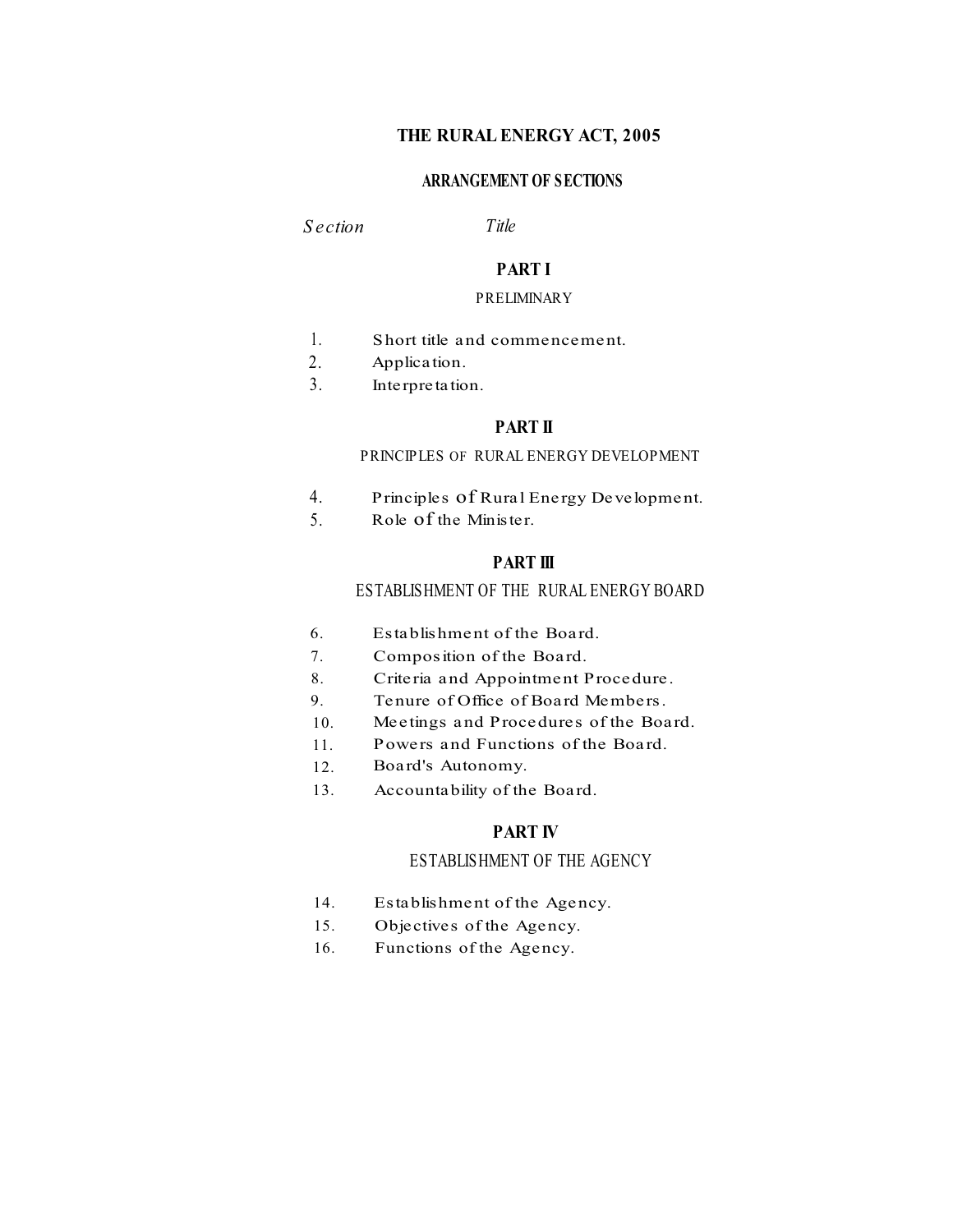# THE RURAL ENERGY ACT, 2005

## ARRANGEMENT OF SECTIONS

| *Section* | *Title* |
| --- | --- |

### PART I

PRELIMINARY

1. Short title and commencement.
2. Application.
3. Interpretation.

### PART II

PRINCIPLES OF RURAL ENERGY DEVELOPMENT

4. Principles of Rural Energy Development.
5. Role of the Minister.

### PART III

ESTABLISHMENT OF THE RURAL ENERGY BOARD

6. Establishment of the Board.
7. Composition of the Board.
8. Criteria and Appointment Procedure.
9. Tenure of Office of Board Members.
10. Meetings and Procedures of the Board.
11. Powers and Functions of the Board.
12. Board's Autonomy.
13. Accountability of the Board.

### PART IV

ESTABLISHMENT OF THE AGENCY

14. Establishment of the Agency.
15. Objectives of the Agency.
16. Functions of the Agency.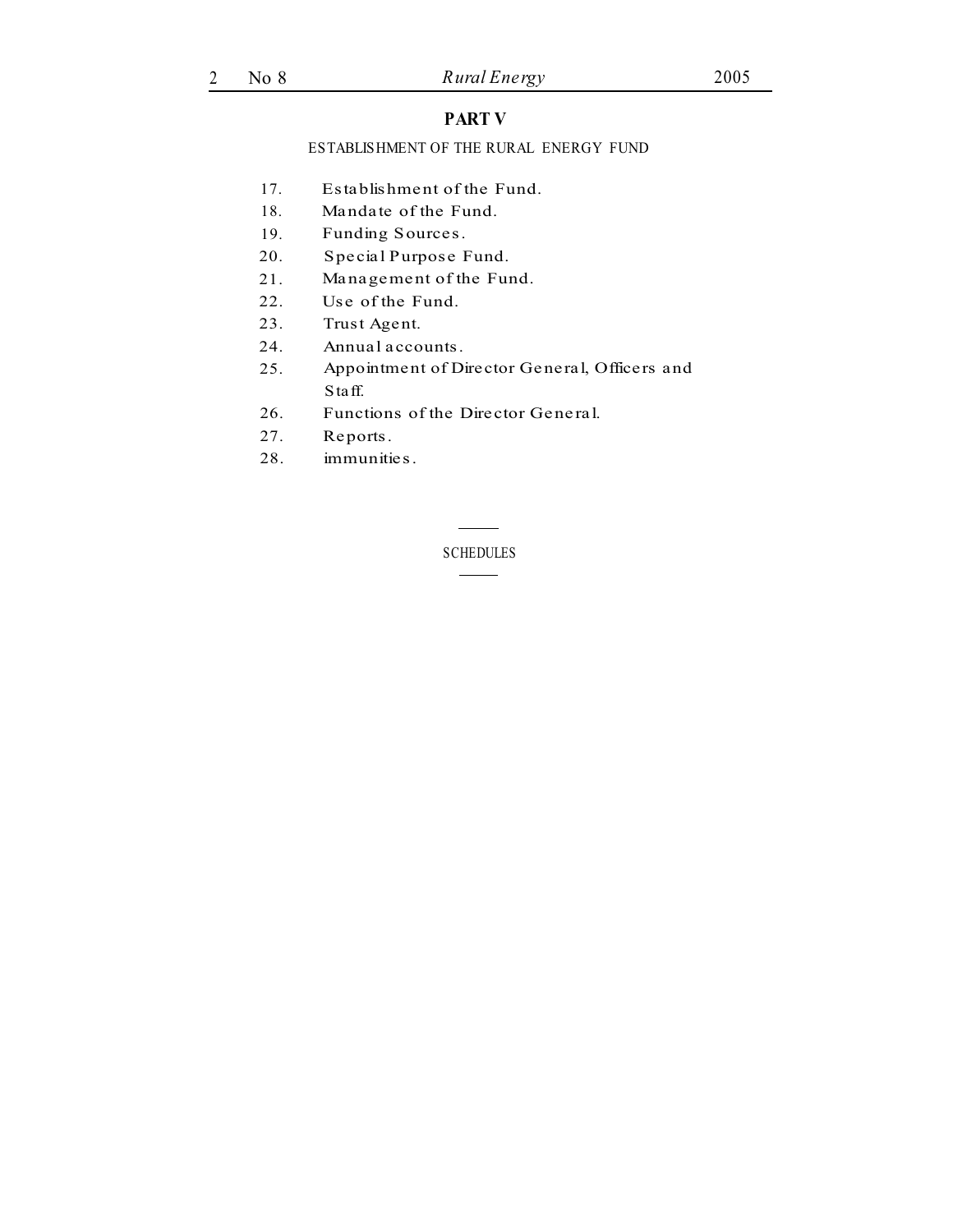## PART V

ESTABLISHMENT OF THE RURAL ENERGY FUND

17. Establishment of the Fund.
18. Mandate of the Fund.
19. Funding Sources.
20. Special Purpose Fund.
21. Management of the Fund.
22. Use of the Fund.
23. Trust Agent.
24. Annual accounts.
25. Appointment of Director General, Officers and Staff.
26. Functions of the Director General.
27. Reports.
28. immunities.

---

SCHEDULES

---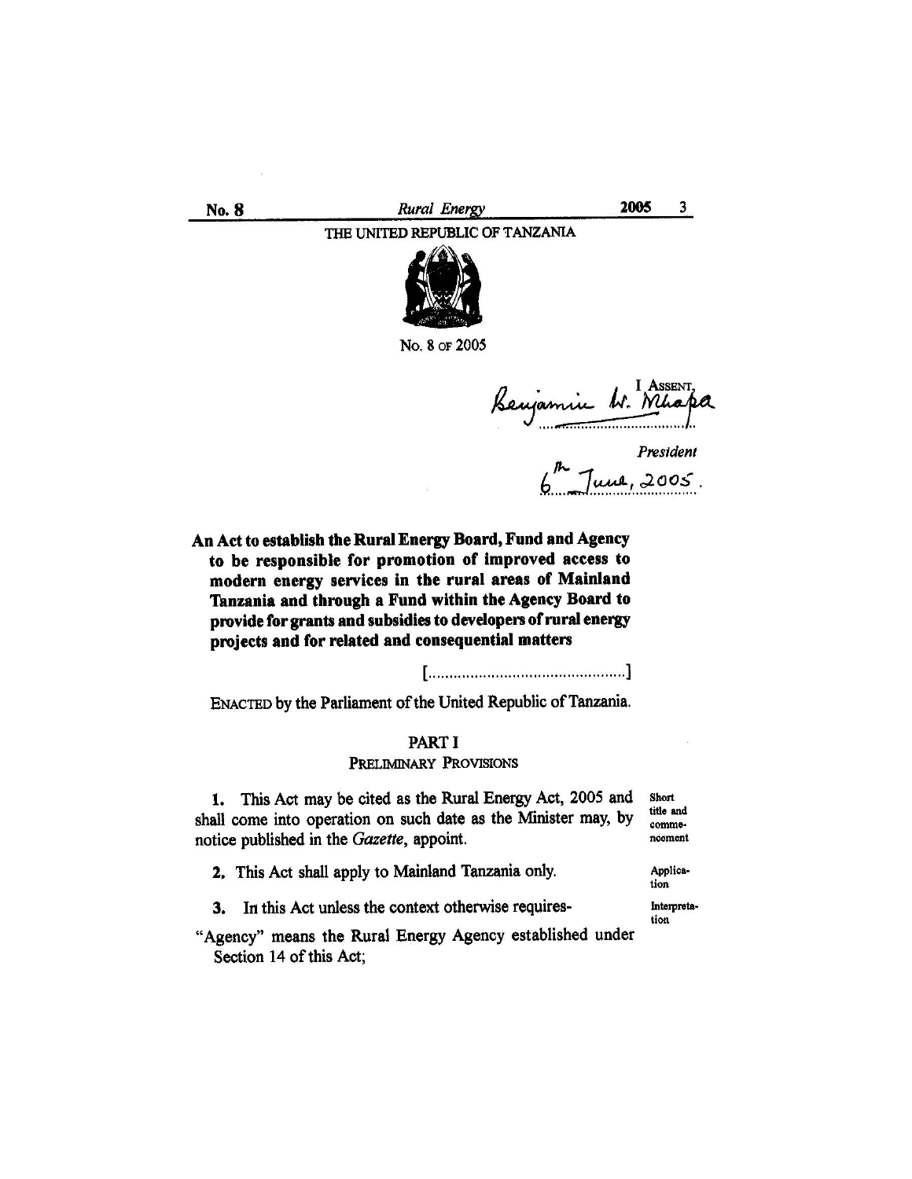THE UNITED REPUBLIC OF TANZANIA

No. 8 OF 2005

I ASSENT,

Benjamin W. Mkapa

*President*

6th June, 2005.

**An Act to establish the Rural Energy Board, Fund and Agency to be responsible for promotion of improved access to modern energy services in the rural areas of Mainland Tanzania and through a Fund within the Agency Board to provide for grants and subsidies to developers of rural energy projects and for related and consequential matters**

[...............................................]

ENACTED by the Parliament of the United Republic of Tanzania.

## PART I

### PRELIMINARY PROVISIONS

Short title and commencement

**1.** This Act may be cited as the Rural Energy Act, 2005 and shall come into operation on such date as the Minister may, by notice published in the *Gazette*, appoint.

Application

**2.** This Act shall apply to Mainland Tanzania only.

Interpretation

**3.** In this Act unless the context otherwise requires-

"Agency" means the Rural Energy Agency established under Section 14 of this Act;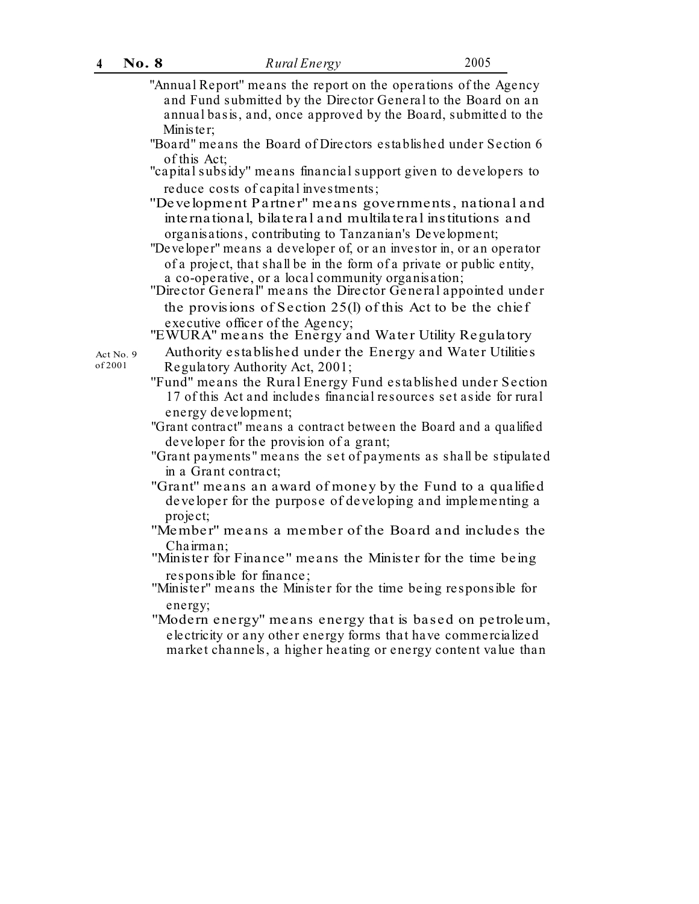"Annual Report" means the report on the operations of the Agency and Fund submitted by the Director General to the Board on an annual basis, and, once approved by the Board, submitted to the Minister;

"Board" means the Board of Directors established under Section 6 of this Act;

"capital subsidy" means financial support given to developers to reduce costs of capital investments;

"Development Partner" means governments, national and international, bilateral and multilateral institutions and organisations, contributing to Tanzanian's Development;

"Developer" means a developer of, or an investor in, or an operator of a project, that shall be in the form of a private or public entity, a co-operative, or a local community organisation;

"Director General" means the Director General appointed under the provisions of Section 25(l) of this Act to be the chief executive officer of the Agency;

Act No. 9 of 2001

"EWURA" means the Energy and Water Utility Regulatory Authority established under the Energy and Water Utilities Regulatory Authority Act, 2001;

"Fund" means the Rural Energy Fund established under Section 17 of this Act and includes financial resources set aside for rural energy development;

"Grant contract" means a contract between the Board and a qualified developer for the provision of a grant;

"Grant payments" means the set of payments as shall be stipulated in a Grant contract;

"Grant" means an award of money by the Fund to a qualified developer for the purpose of developing and implementing a project;

"Member" means a member of the Board and includes the Chairman;

"Minister for Finance" means the Minister for the time being responsible for finance;

"Minister" means the Minister for the time being responsible for energy;

"Modern energy" means energy that is based on petroleum, electricity or any other energy forms that have commercialized market channels, a higher heating or energy content value than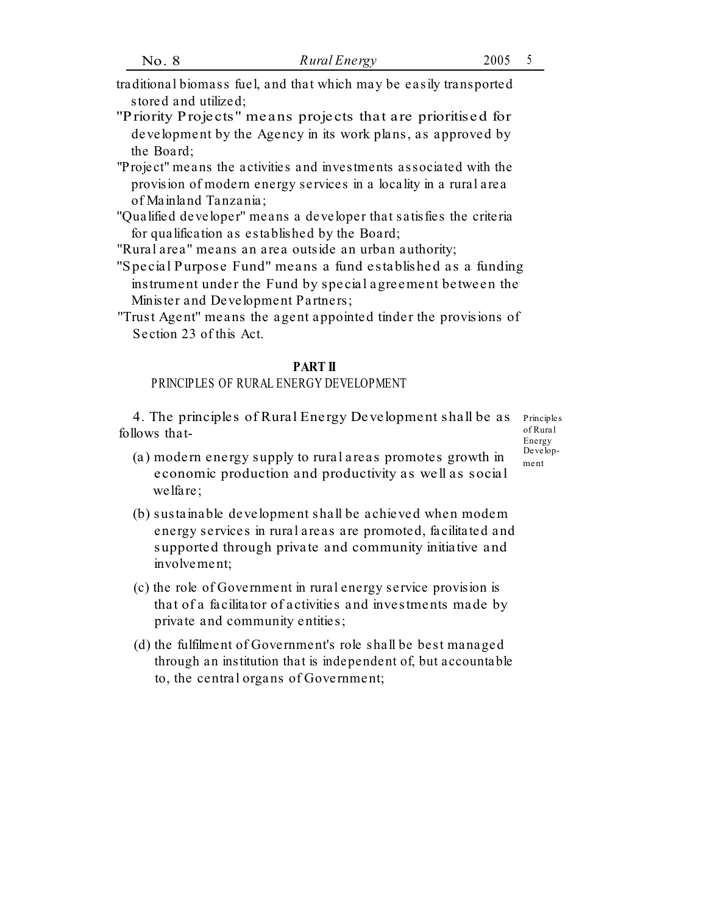traditional biomass fuel, and that which may be easily transported stored and utilized;

"Priority Projects" means projects that are prioritised for development by the Agency in its work plans, as approved by the Board;

"Project" means the activities and investments associated with the provision of modern energy services in a locality in a rural area of Mainland Tanzania;

"Qualified developer" means a developer that satisfies the criteria for qualification as established by the Board;

"Rural area" means an area outside an urban authority;

"Special Purpose Fund" means a fund established as a funding instrument under the Fund by special agreement between the Minister and Development Partners;

"Trust Agent" means the agent appointed tinder the provisions of Section 23 of this Act.

## PART II

### PRINCIPLES OF RURAL ENERGY DEVELOPMENT

Principles of Rural Energy Development

4. The principles of Rural Energy Development shall be as follows that-

(a) modern energy supply to rural areas promotes growth in economic production and productivity as well as social welfare;

(b) sustainable development shall be achieved when modem energy services in rural areas are promoted, facilitated and supported through private and community initiative and involvement;

(c) the role of Government in rural energy service provision is that of a facilitator of activities and investments made by private and community entities;

(d) the fulfilment of Government's role shall be best managed through an institution that is independent of, but accountable to, the central organs of Government;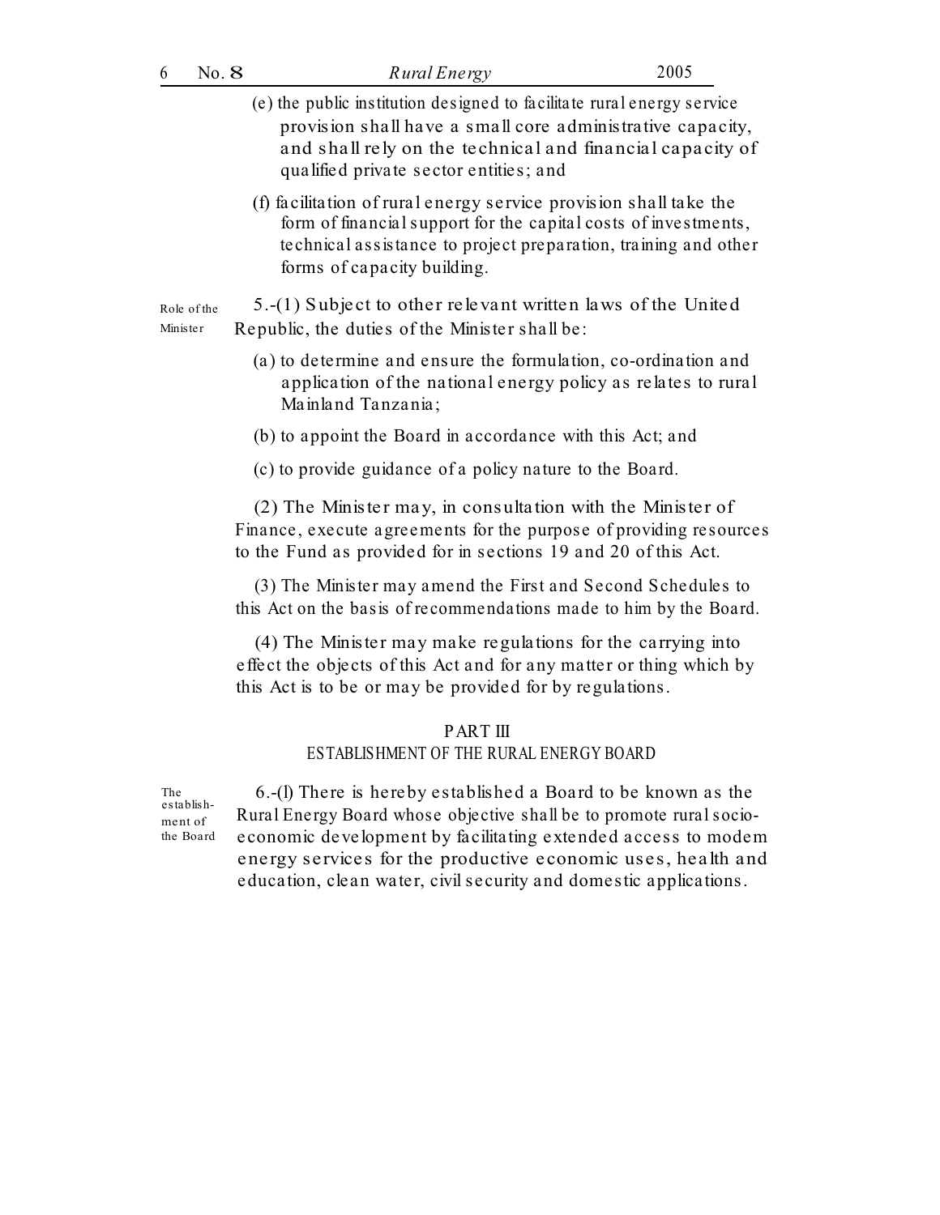(e) the public institution designed to facilitate rural energy service provision shall have a small core administrative capacity, and shall rely on the technical and financial capacity of qualified private sector entities; and

(f) facilitation of rural energy service provision shall take the form of financial support for the capital costs of investments, technical assistance to project preparation, training and other forms of capacity building.

Role of the Minister

5.-(1) Subject to other relevant written laws of the United Republic, the duties of the Minister shall be:

(a) to determine and ensure the formulation, co-ordination and application of the national energy policy as relates to rural Mainland Tanzania;

(b) to appoint the Board in accordance with this Act; and

(c) to provide guidance of a policy nature to the Board.

(2) The Minister may, in consultation with the Minister of Finance, execute agreements for the purpose of providing resources to the Fund as provided for in sections 19 and 20 of this Act.

(3) The Minister may amend the First and Second Schedules to this Act on the basis of recommendations made to him by the Board.

(4) The Minister may make regulations for the carrying into effect the objects of this Act and for any matter or thing which by this Act is to be or may be provided for by regulations.

## PART III
## ESTABLISHMENT OF THE RURAL ENERGY BOARD

The establishment of the Board

6.-(l) There is hereby established a Board to be known as the Rural Energy Board whose objective shall be to promote rural socio-economic development by facilitating extended access to modem energy services for the productive economic uses, health and education, clean water, civil security and domestic applications.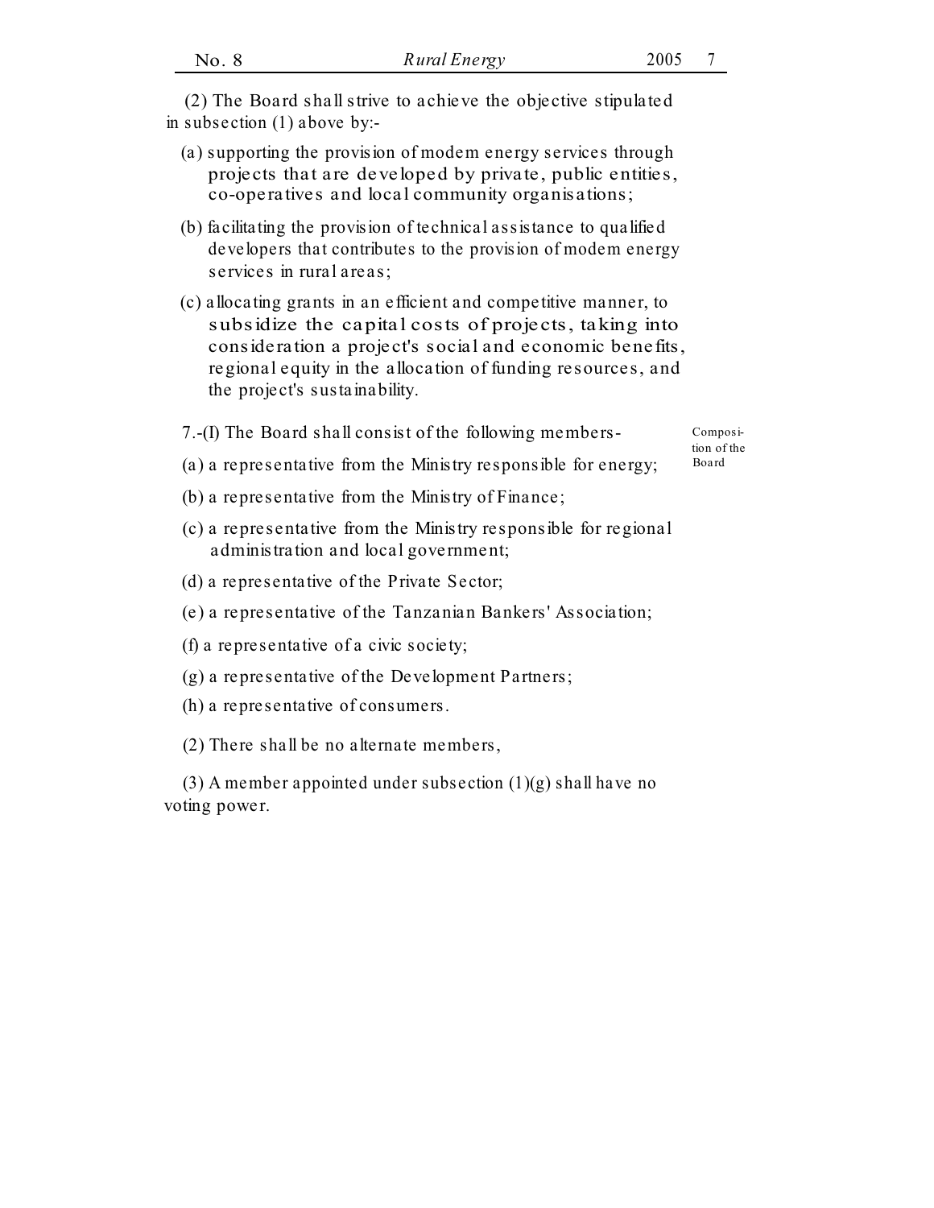(2) The Board shall strive to achieve the objective stipulated in subsection (1) above by:-

(a) supporting the provision of modem energy services through projects that are developed by private, public entities, co-operatives and local community organisations;

(b) facilitating the provision of technical assistance to qualified developers that contributes to the provision of modem energy services in rural areas;

(c) allocating grants in an efficient and competitive manner, to subsidize the capital costs of projects, taking into consideration a project's social and economic benefits, regional equity in the allocation of funding resources, and the project's sustainability.

Composition of the Board

7.-(I) The Board shall consist of the following members-

(a) a representative from the Ministry responsible for energy;

(b) a representative from the Ministry of Finance;

(c) a representative from the Ministry responsible for regional administration and local government;

(d) a representative of the Private Sector;

(e) a representative of the Tanzanian Bankers' Association;

(f) a representative of a civic society;

(g) a representative of the Development Partners;

(h) a representative of consumers.

(2) There shall be no alternate members,

(3) A member appointed under subsection (1)(g) shall have no voting power.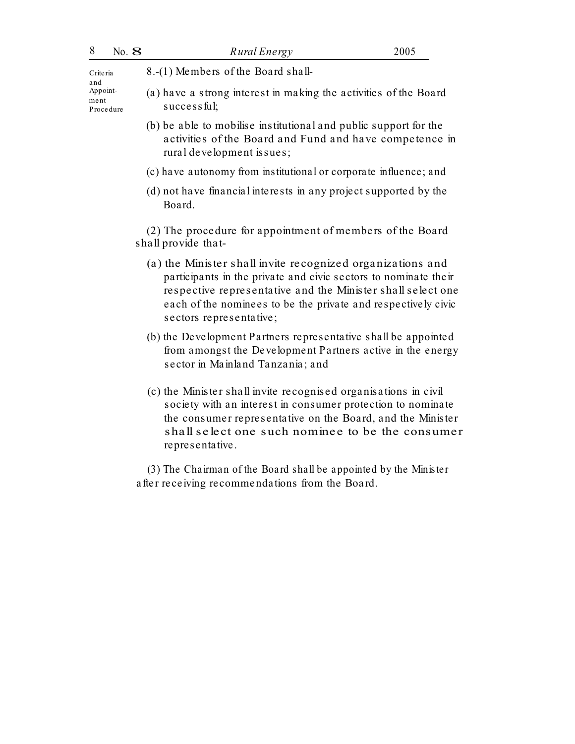Criteria and Appointment Procedure

8.-(1) Members of the Board shall-

(a) have a strong interest in making the activities of the Board successful;

(b) be able to mobilise institutional and public support for the activities of the Board and Fund and have competence in rural development issues;

(c) have autonomy from institutional or corporate influence; and

(d) not have financial interests in any project supported by the Board.

(2) The procedure for appointment of members of the Board shall provide that-

(a) the Minister shall invite recognized organizations and participants in the private and civic sectors to nominate their respective representative and the Minister shall select one each of the nominees to be the private and respectively civic sectors representative;

(b) the Development Partners representative shall be appointed from amongst the Development Partners active in the energy sector in Mainland Tanzania; and

(c) the Minister shall invite recognised organisations in civil society with an interest in consumer protection to nominate the consumer representative on the Board, and the Minister shall select one such nominee to be the consumer representative.

(3) The Chairman of the Board shall be appointed by the Minister after receiving recommendations from the Board.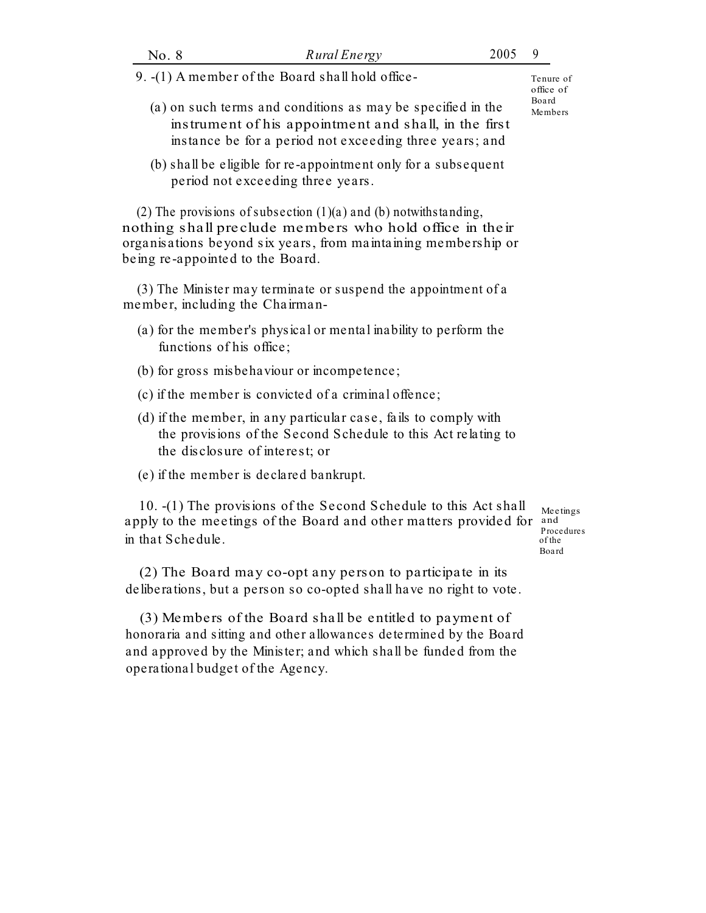Tenure of office of Board Members

9. -(1) A member of the Board shall hold office-

(a) on such terms and conditions as may be specified in the instrument of his appointment and shall, in the first instance be for a period not exceeding three years; and

(b) shall be eligible for re-appointment only for a subsequent period not exceeding three years.

(2) The provisions of subsection (1)(a) and (b) notwithstanding, nothing shall preclude members who hold office in their organisations beyond six years, from maintaining membership or being re-appointed to the Board.

(3) The Minister may terminate or suspend the appointment of a member, including the Chairman-

(a) for the member's physical or mental inability to perform the functions of his office;

(b) for gross misbehaviour or incompetence;

(c) if the member is convicted of a criminal offence;

(d) if the member, in any particular case, fails to comply with the provisions of the Second Schedule to this Act relating to the disclosure of interest; or

(e) if the member is declared bankrupt.

Meetings and Procedures of the Board

10. -(1) The provisions of the Second Schedule to this Act shall apply to the meetings of the Board and other matters provided for in that Schedule.

(2) The Board may co-opt any person to participate in its deliberations, but a person so co-opted shall have no right to vote.

(3) Members of the Board shall be entitled to payment of honoraria and sitting and other allowances determined by the Board and approved by the Minister; and which shall be funded from the operational budget of the Agency.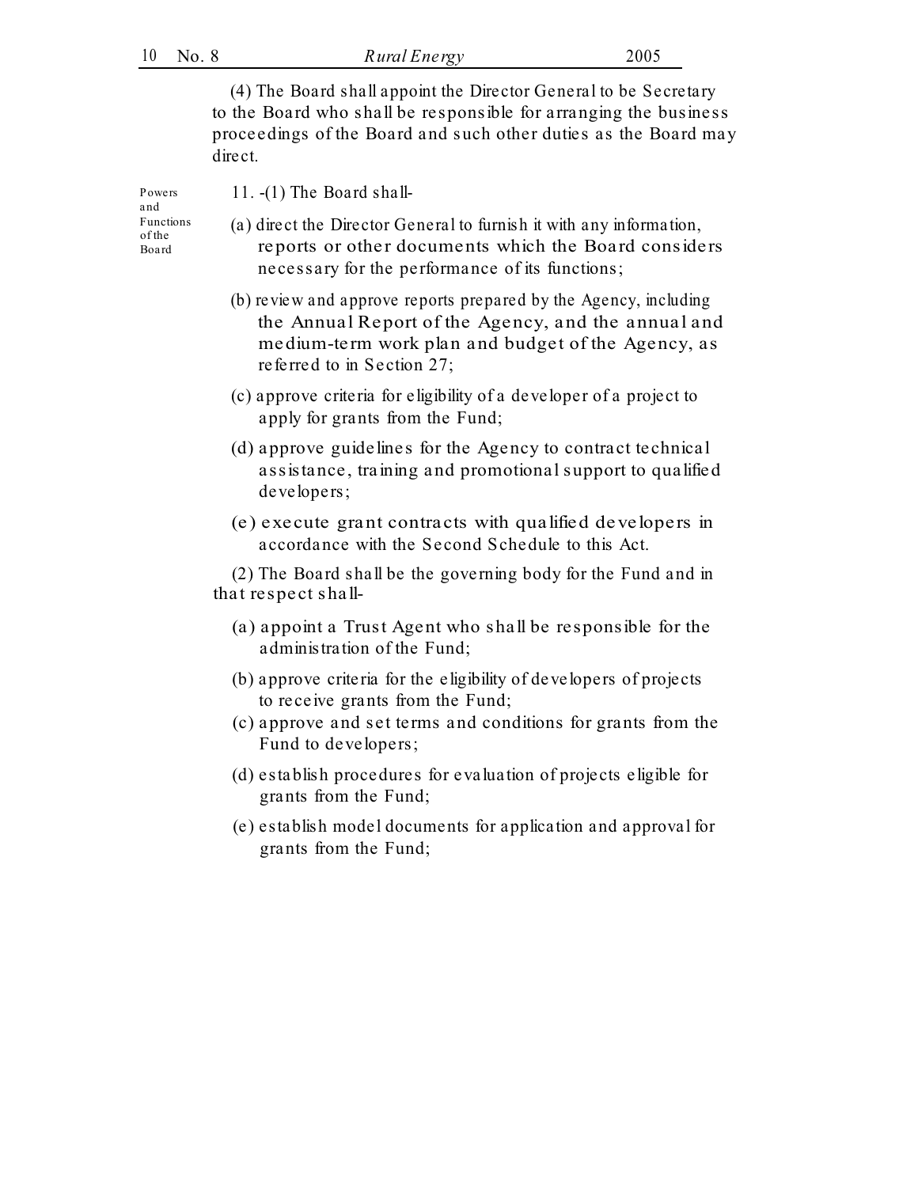(4) The Board shall appoint the Director General to be Secretary to the Board who shall be responsible for arranging the business proceedings of the Board and such other duties as the Board may direct.

Powers and Functions of the Board

11. -(1) The Board shall-

(a) direct the Director General to furnish it with any information, reports or other documents which the Board considers necessary for the performance of its functions;

(b) review and approve reports prepared by the Agency, including the Annual Report of the Agency, and the annual and medium-term work plan and budget of the Agency, as referred to in Section 27;

(c) approve criteria for eligibility of a developer of a project to apply for grants from the Fund;

(d) approve guidelines for the Agency to contract technical assistance, training and promotional support to qualified developers;

(e) execute grant contracts with qualified developers in accordance with the Second Schedule to this Act.

(2) The Board shall be the governing body for the Fund and in that respect shall-

(a) appoint a Trust Agent who shall be responsible for the administration of the Fund;

(b) approve criteria for the eligibility of developers of projects to receive grants from the Fund;

(c) approve and set terms and conditions for grants from the Fund to developers;

(d) establish procedures for evaluation of projects eligible for grants from the Fund;

(e) establish model documents for application and approval for grants from the Fund;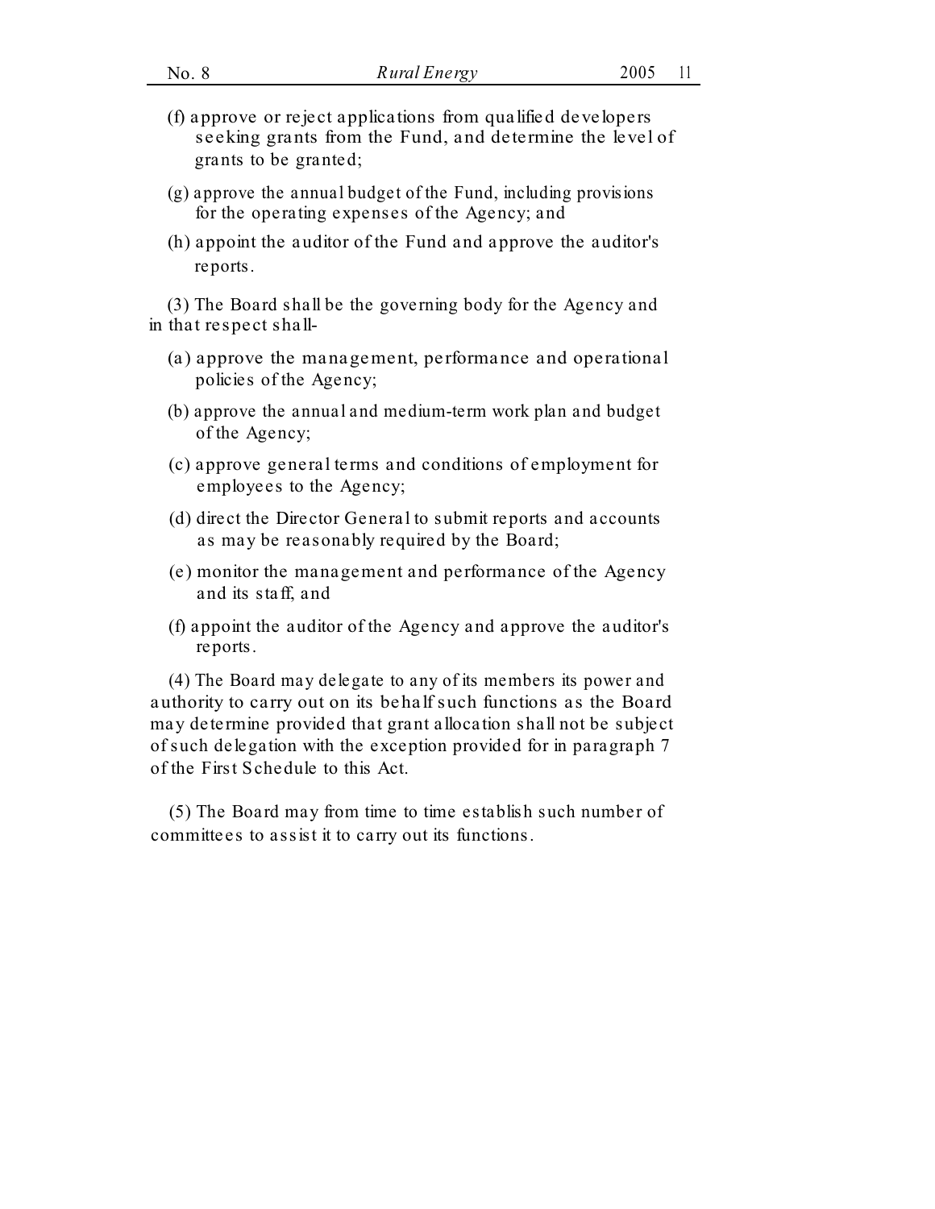(f) approve or reject applications from qualified developers seeking grants from the Fund, and determine the level of grants to be granted;

(g) approve the annual budget of the Fund, including provisions for the operating expenses of the Agency; and

(h) appoint the auditor of the Fund and approve the auditor's reports.

(3) The Board shall be the governing body for the Agency and in that respect shall-

(a) approve the management, performance and operational policies of the Agency;

(b) approve the annual and medium-term work plan and budget of the Agency;

(c) approve general terms and conditions of employment for employees to the Agency;

(d) direct the Director General to submit reports and accounts as may be reasonably required by the Board;

(e) monitor the management and performance of the Agency and its staff, and

(f) appoint the auditor of the Agency and approve the auditor's reports.

(4) The Board may delegate to any of its members its power and authority to carry out on its behalf such functions as the Board may determine provided that grant allocation shall not be subject of such delegation with the exception provided for in paragraph 7 of the First Schedule to this Act.

(5) The Board may from time to time establish such number of committees to assist it to carry out its functions.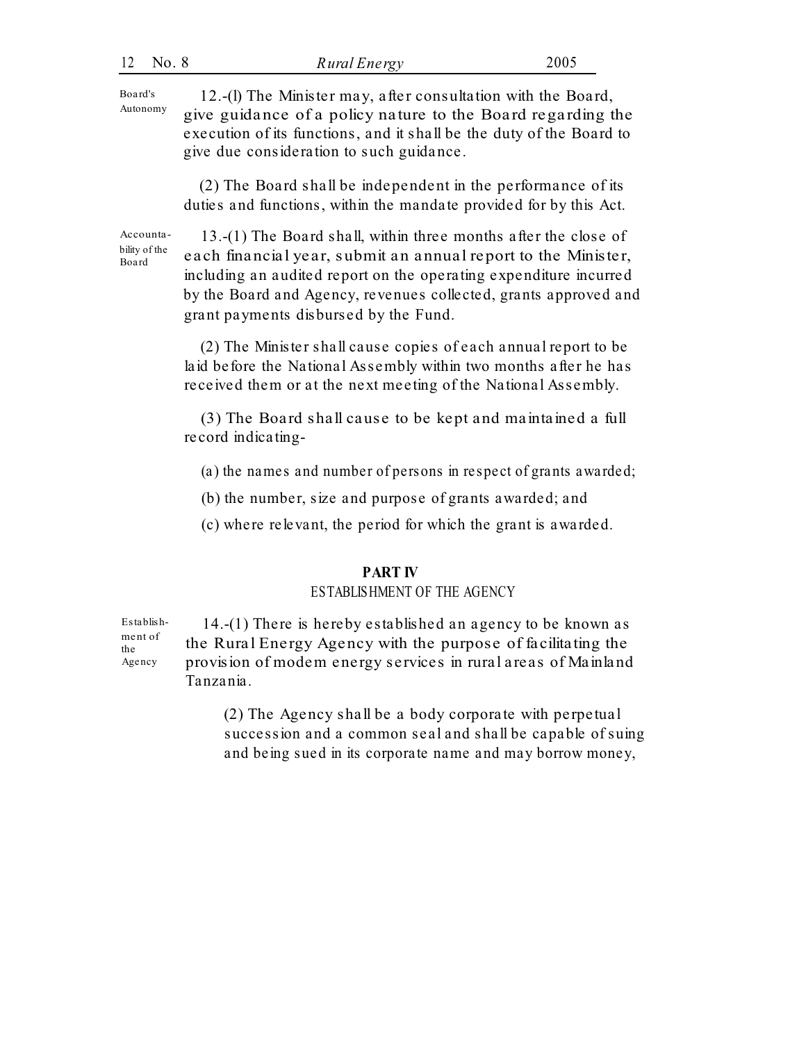Board's Autonomy

12.-(l) The Minister may, after consultation with the Board, give guidance of a policy nature to the Board regarding the execution of its functions, and it shall be the duty of the Board to give due consideration to such guidance.

(2) The Board shall be independent in the performance of its duties and functions, within the mandate provided for by this Act.

Accountability of the Board

13.-(1) The Board shall, within three months after the close of each financial year, submit an annual report to the Minister, including an audited report on the operating expenditure incurred by the Board and Agency, revenues collected, grants approved and grant payments disbursed by the Fund.

(2) The Minister shall cause copies of each annual report to be laid before the National Assembly within two months after he has received them or at the next meeting of the National Assembly.

(3) The Board shall cause to be kept and maintained a full record indicating-

(a) the names and number of persons in respect of grants awarded;

(b) the number, size and purpose of grants awarded; and

(c) where relevant, the period for which the grant is awarded.

## PART IV
### ESTABLISHMENT OF THE AGENCY

Establishment of the Agency

14.-(1) There is hereby established an agency to be known as the Rural Energy Agency with the purpose of facilitating the provision of modem energy services in rural areas of Mainland Tanzania.

(2) The Agency shall be a body corporate with perpetual succession and a common seal and shall be capable of suing and being sued in its corporate name and may borrow money,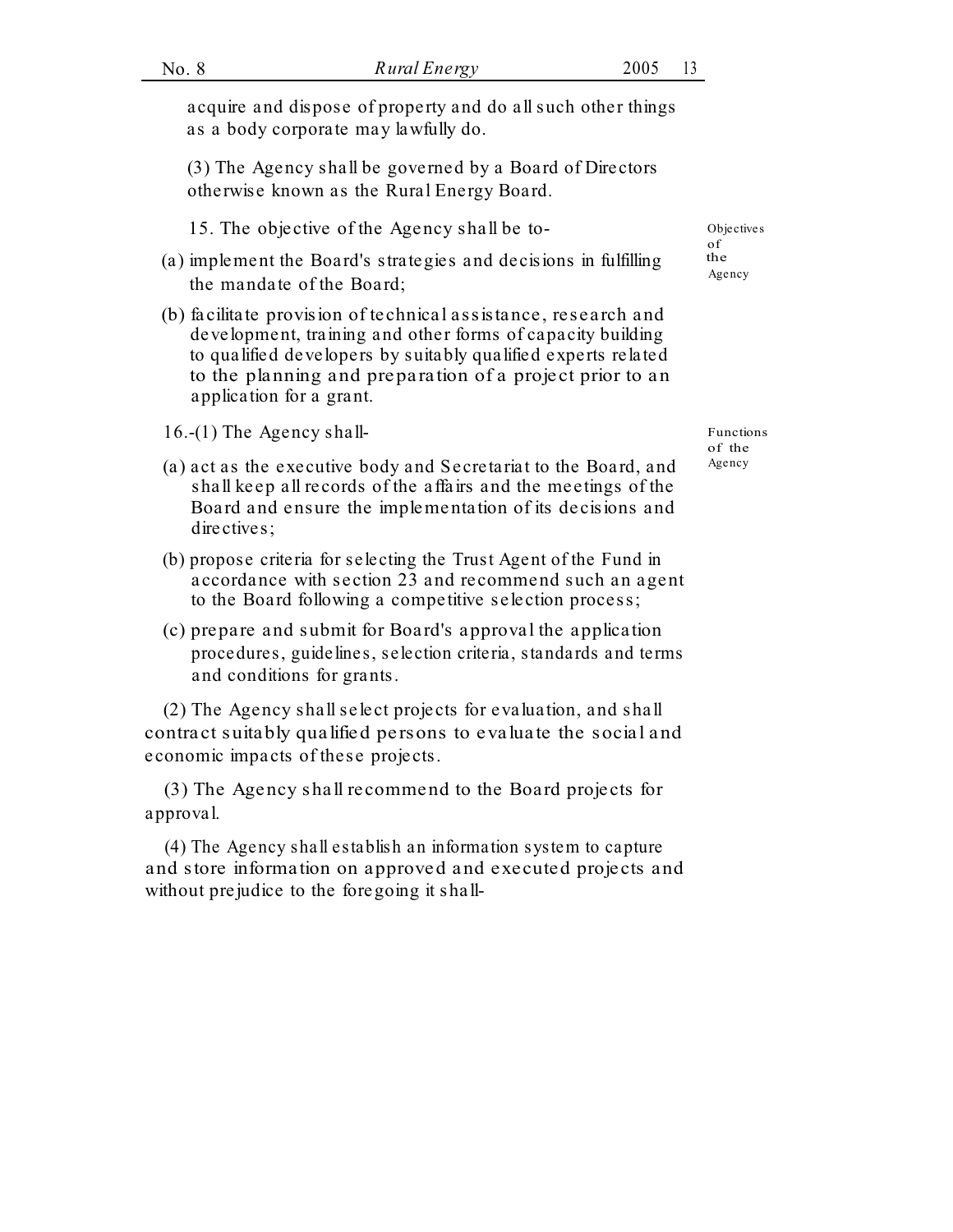acquire and dispose of property and do all such other things as a body corporate may lawfully do.

(3) The Agency shall be governed by a Board of Directors otherwise known as the Rural Energy Board.

Objectives of the Agency

15. The objective of the Agency shall be to-

(a) implement the Board's strategies and decisions in fulfilling the mandate of the Board;

(b) facilitate provision of technical assistance, research and development, training and other forms of capacity building to qualified developers by suitably qualified experts related to the planning and preparation of a project prior to an application for a grant.

Functions of the Agency

16.-(1) The Agency shall-

(a) act as the executive body and Secretariat to the Board, and shall keep all records of the affairs and the meetings of the Board and ensure the implementation of its decisions and directives;

(b) propose criteria for selecting the Trust Agent of the Fund in accordance with section 23 and recommend such an agent to the Board following a competitive selection process;

(c) prepare and submit for Board's approval the application procedures, guidelines, selection criteria, standards and terms and conditions for grants.

(2) The Agency shall select projects for evaluation, and shall contract suitably qualified persons to evaluate the social and economic impacts of these projects.

(3) The Agency shall recommend to the Board projects for approval.

(4) The Agency shall establish an information system to capture and store information on approved and executed projects and without prejudice to the foregoing it shall-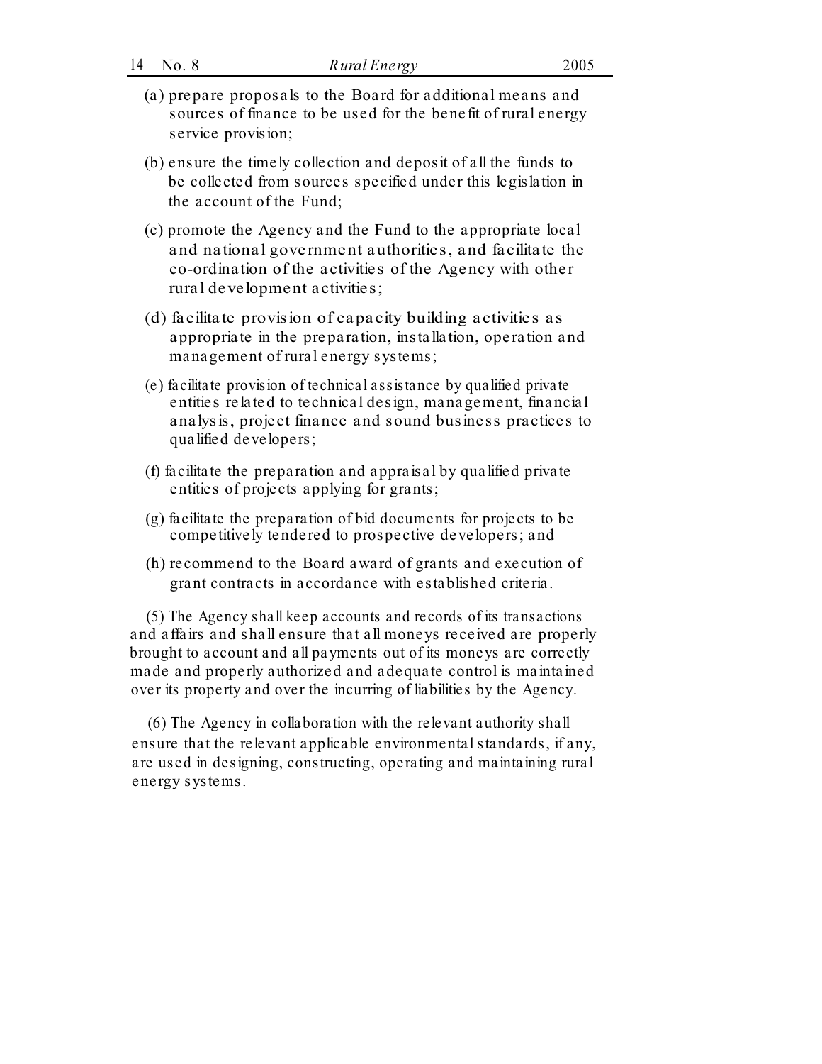(a) prepare proposals to the Board for additional means and sources of finance to be used for the benefit of rural energy service provision;

(b) ensure the timely collection and deposit of all the funds to be collected from sources specified under this legislation in the account of the Fund;

(c) promote the Agency and the Fund to the appropriate local and national government authorities, and facilitate the co-ordination of the activities of the Agency with other rural development activities;

(d) facilitate provision of capacity building activities as appropriate in the preparation, installation, operation and management of rural energy systems;

(e) facilitate provision of technical assistance by qualified private entities related to technical design, management, financial analysis, project finance and sound business practices to qualified developers;

(f) facilitate the preparation and appraisal by qualified private entities of projects applying for grants;

(g) facilitate the preparation of bid documents for projects to be competitively tendered to prospective developers; and

(h) recommend to the Board award of grants and execution of grant contracts in accordance with established criteria.

(5) The Agency shall keep accounts and records of its transactions and affairs and shall ensure that all moneys received are properly brought to account and all payments out of its moneys are correctly made and properly authorized and adequate control is maintained over its property and over the incurring of liabilities by the Agency.

(6) The Agency in collaboration with the relevant authority shall ensure that the relevant applicable environmental standards, if any, are used in designing, constructing, operating and maintaining rural energy systems.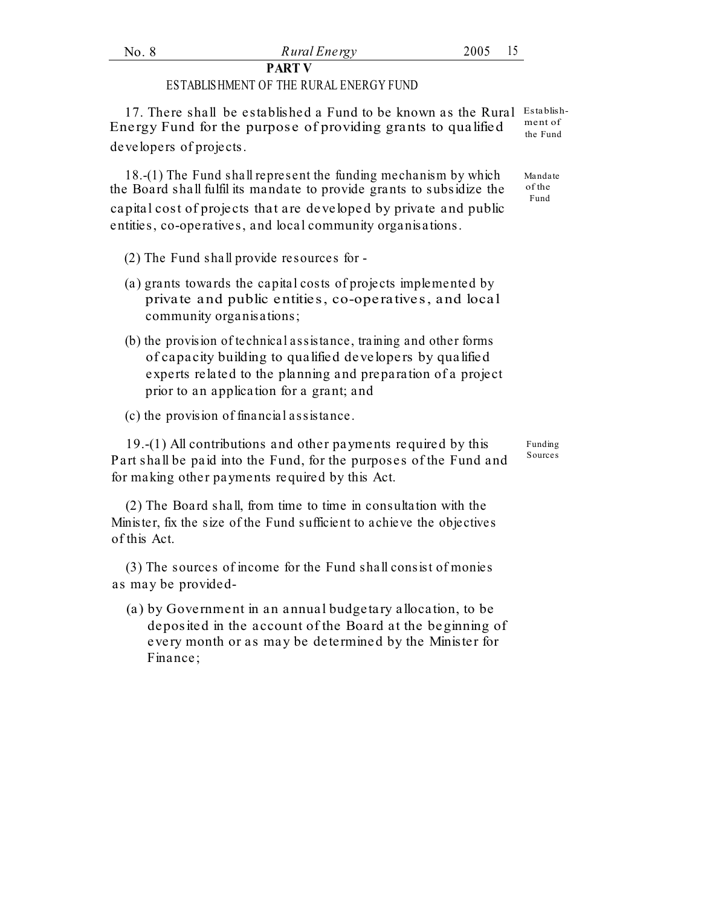## PART V

### ESTABLISHMENT OF THE RURAL ENERGY FUND

17. There shall be established a Fund to be known as the Rural Energy Fund for the purpose of providing grants to qualified developers of projects.

*Establishment of the Fund*

18.-(1) The Fund shall represent the funding mechanism by which the Board shall fulfil its mandate to provide grants to subsidize the capital cost of projects that are developed by private and public entities, co-operatives, and local community organisations.

*Mandate of the Fund*

(2) The Fund shall provide resources for -

(a) grants towards the capital costs of projects implemented by private and public entities, co-operatives, and local community organisations;

(b) the provision of technical assistance, training and other forms of capacity building to qualified developers by qualified experts related to the planning and preparation of a project prior to an application for a grant; and

(c) the provision of financial assistance.

19.-(1) All contributions and other payments required by this Part shall be paid into the Fund, for the purposes of the Fund and for making other payments required by this Act.

*Funding Sources*

(2) The Board shall, from time to time in consultation with the Minister, fix the size of the Fund sufficient to achieve the objectives of this Act.

(3) The sources of income for the Fund shall consist of monies as may be provided-

(a) by Government in an annual budgetary allocation, to be deposited in the account of the Board at the beginning of every month or as may be determined by the Minister for Finance;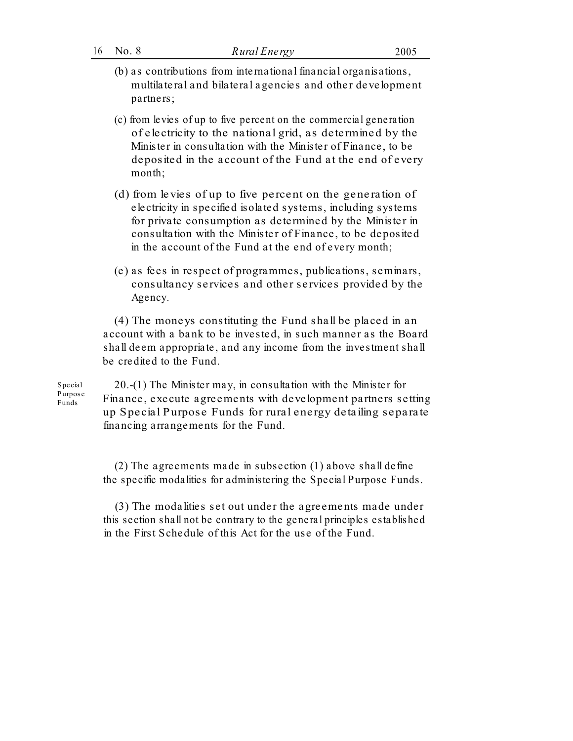(b) as contributions from international financial organisations, multilateral and bilateral agencies and other development partners;

(c) from levies of up to five percent on the commercial generation of electricity to the national grid, as determined by the Minister in consultation with the Minister of Finance, to be deposited in the account of the Fund at the end of every month;

(d) from levies of up to five percent on the generation of electricity in specified isolated systems, including systems for private consumption as determined by the Minister in consultation with the Minister of Finance, to be deposited in the account of the Fund at the end of every month;

(e) as fees in respect of programmes, publications, seminars, consultancy services and other services provided by the Agency.

(4) The moneys constituting the Fund shall be placed in an account with a bank to be invested, in such manner as the Board shall deem appropriate, and any income from the investment shall be credited to the Fund.

Special Purpose Funds

20.-(1) The Minister may, in consultation with the Minister for Finance, execute agreements with development partners setting up Special Purpose Funds for rural energy detailing separate financing arrangements for the Fund.

(2) The agreements made in subsection (1) above shall define the specific modalities for administering the Special Purpose Funds.

(3) The modalities set out under the agreements made under this section shall not be contrary to the general principles established in the First Schedule of this Act for the use of the Fund.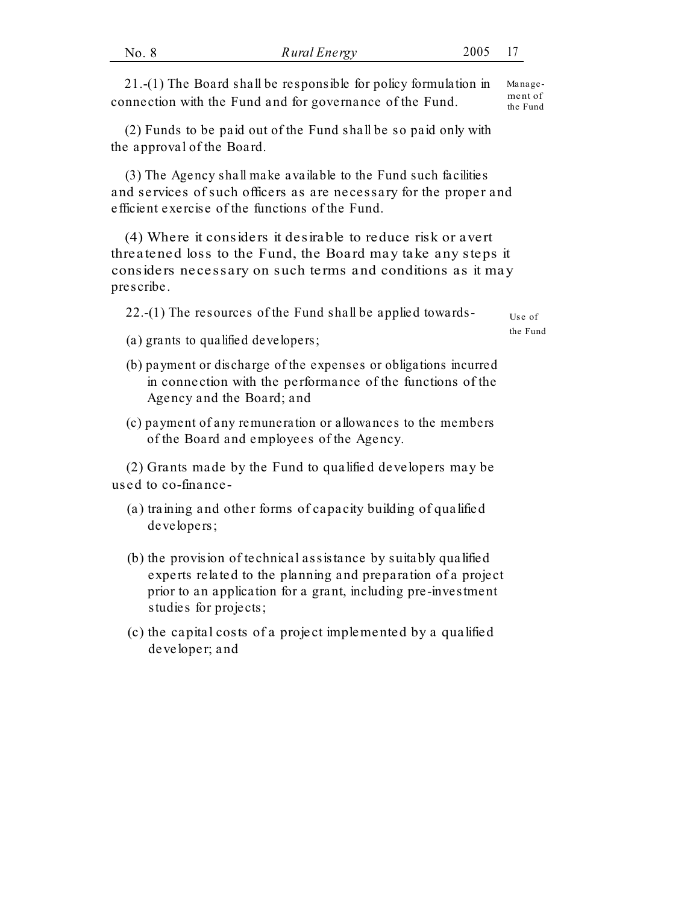21.-(1) The Board shall be responsible for policy formulation in connection with the Fund and for governance of the Fund. *Management of the Fund*

(2) Funds to be paid out of the Fund shall be so paid only with the approval of the Board.

(3) The Agency shall make available to the Fund such facilities and services of such officers as are necessary for the proper and efficient exercise of the functions of the Fund.

(4) Where it considers it desirable to reduce risk or avert threatened loss to the Fund, the Board may take any steps it considers necessary on such terms and conditions as it may prescribe.

22.-(1) The resources of the Fund shall be applied towards- *Use of the Fund*

(a) grants to qualified developers;

(b) payment or discharge of the expenses or obligations incurred in connection with the performance of the functions of the Agency and the Board; and

(c) payment of any remuneration or allowances to the members of the Board and employees of the Agency.

(2) Grants made by the Fund to qualified developers may be used to co-finance-

(a) training and other forms of capacity building of qualified developers;

(b) the provision of technical assistance by suitably qualified experts related to the planning and preparation of a project prior to an application for a grant, including pre-investment studies for projects;

(c) the capital costs of a project implemented by a qualified developer; and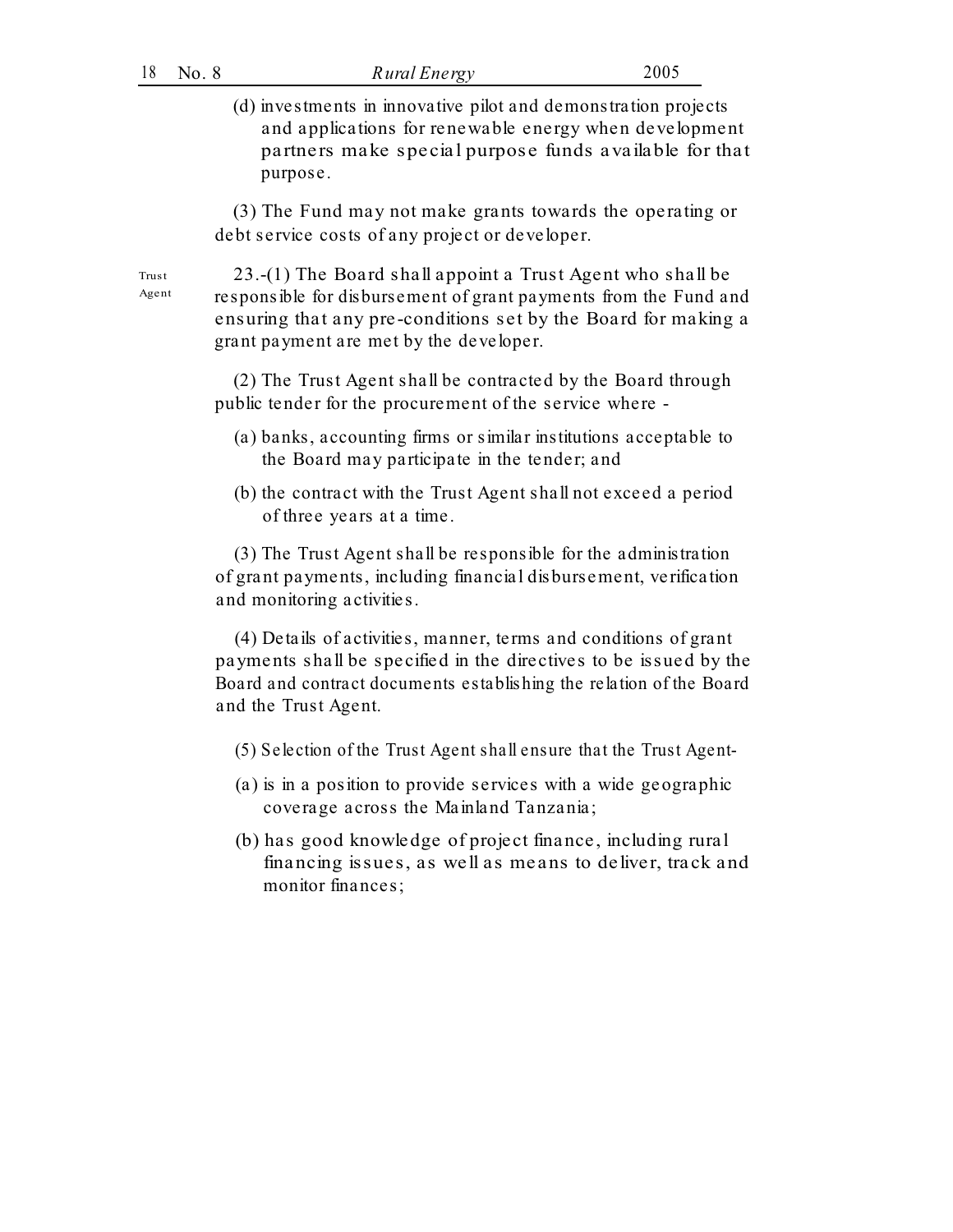(d) investments in innovative pilot and demonstration projects and applications for renewable energy when development partners make special purpose funds available for that purpose.

(3) The Fund may not make grants towards the operating or debt service costs of any project or developer.

Trust Agent

23.-(1) The Board shall appoint a Trust Agent who shall be responsible for disbursement of grant payments from the Fund and ensuring that any pre-conditions set by the Board for making a grant payment are met by the developer.

(2) The Trust Agent shall be contracted by the Board through public tender for the procurement of the service where -

(a) banks, accounting firms or similar institutions acceptable to the Board may participate in the tender; and

(b) the contract with the Trust Agent shall not exceed a period of three years at a time.

(3) The Trust Agent shall be responsible for the administration of grant payments, including financial disbursement, verification and monitoring activities.

(4) Details of activities, manner, terms and conditions of grant payments shall be specified in the directives to be issued by the Board and contract documents establishing the relation of the Board and the Trust Agent.

(5) Selection of the Trust Agent shall ensure that the Trust Agent-

(a) is in a position to provide services with a wide geographic coverage across the Mainland Tanzania;

(b) has good knowledge of project finance, including rural financing issues, as well as means to deliver, track and monitor finances;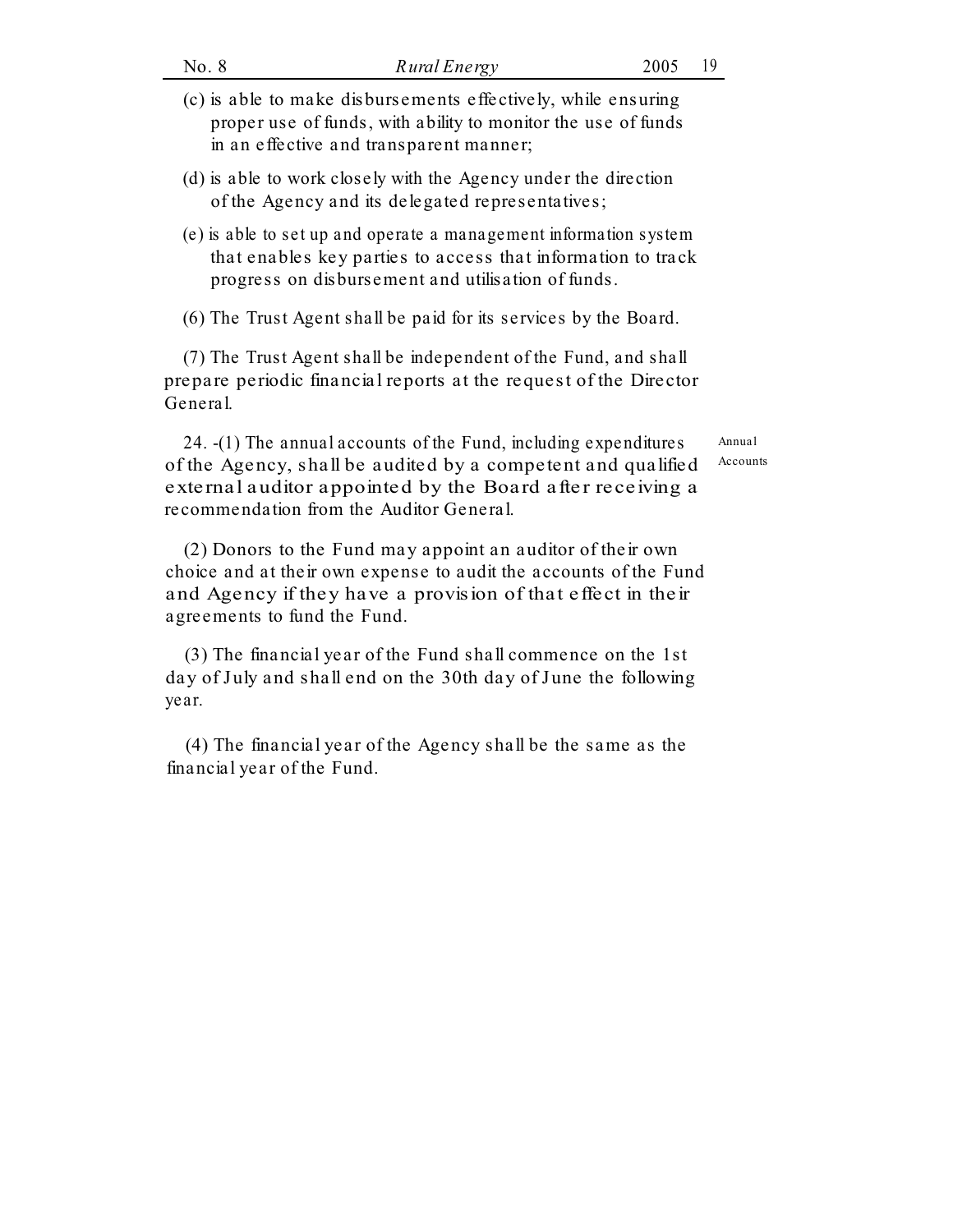(c) is able to make disbursements effectively, while ensuring proper use of funds, with ability to monitor the use of funds in an effective and transparent manner;

(d) is able to work closely with the Agency under the direction of the Agency and its delegated representatives;

(e) is able to set up and operate a management information system that enables key parties to access that information to track progress on disbursement and utilisation of funds.

(6) The Trust Agent shall be paid for its services by the Board.

(7) The Trust Agent shall be independent of the Fund, and shall prepare periodic financial reports at the request of the Director General.

Annual Accounts

24. -(1) The annual accounts of the Fund, including expenditures of the Agency, shall be audited by a competent and qualified external auditor appointed by the Board after receiving a recommendation from the Auditor General.

(2) Donors to the Fund may appoint an auditor of their own choice and at their own expense to audit the accounts of the Fund and Agency if they have a provision of that effect in their agreements to fund the Fund.

(3) The financial year of the Fund shall commence on the 1st day of July and shall end on the 30th day of June the following year.

(4) The financial year of the Agency shall be the same as the financial year of the Fund.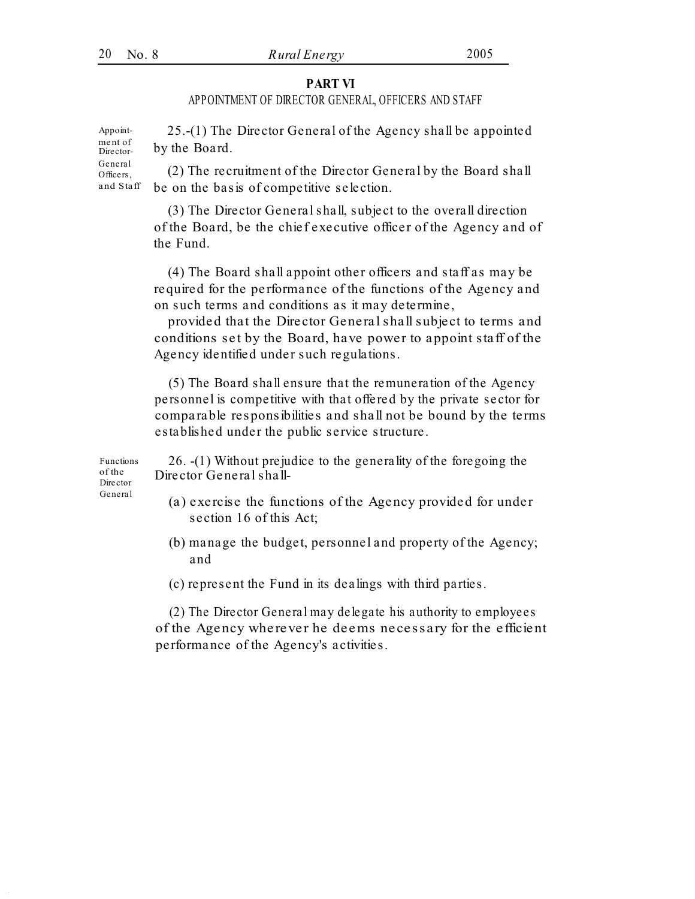## PART VI

### APPOINTMENT OF DIRECTOR GENERAL, OFFICERS AND STAFF

*Appointment of Director-General Officers, and Staff*

25.-(1) The Director General of the Agency shall be appointed by the Board.

(2) The recruitment of the Director General by the Board shall be on the basis of competitive selection.

(3) The Director General shall, subject to the overall direction of the Board, be the chief executive officer of the Agency and of the Fund.

(4) The Board shall appoint other officers and staff as may be required for the performance of the functions of the Agency and on such terms and conditions as it may determine,

provided that the Director General shall subject to terms and conditions set by the Board, have power to appoint staff of the Agency identified under such regulations.

(5) The Board shall ensure that the remuneration of the Agency personnel is competitive with that offered by the private sector for comparable responsibilities and shall not be bound by the terms established under the public service structure.

*Functions of the Director General*

26. -(1) Without prejudice to the generality of the foregoing the Director General shall-

(a) exercise the functions of the Agency provided for under section 16 of this Act;

(b) manage the budget, personnel and property of the Agency; and

(c) represent the Fund in its dealings with third parties.

(2) The Director General may delegate his authority to employees of the Agency wherever he deems necessary for the efficient performance of the Agency's activities.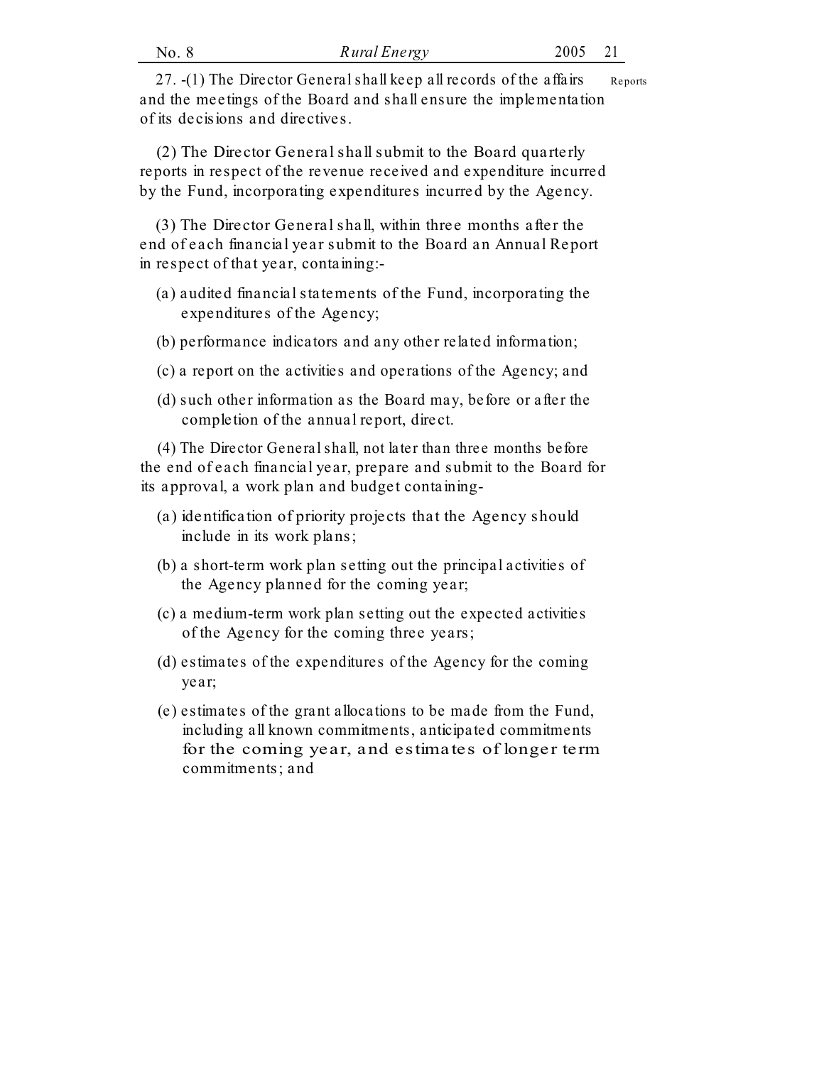27. -(1) The Director General shall keep all records of the affairs and the meetings of the Board and shall ensure the implementation of its decisions and directives.

Reports

(2) The Director General shall submit to the Board quarterly reports in respect of the revenue received and expenditure incurred by the Fund, incorporating expenditures incurred by the Agency.

(3) The Director General shall, within three months after the end of each financial year submit to the Board an Annual Report in respect of that year, containing:-

(a) audited financial statements of the Fund, incorporating the expenditures of the Agency;

(b) performance indicators and any other related information;

(c) a report on the activities and operations of the Agency; and

(d) such other information as the Board may, before or after the completion of the annual report, direct.

(4) The Director General shall, not later than three months before the end of each financial year, prepare and submit to the Board for its approval, a work plan and budget containing-

(a) identification of priority projects that the Agency should include in its work plans;

(b) a short-term work plan setting out the principal activities of the Agency planned for the coming year;

(c) a medium-term work plan setting out the expected activities of the Agency for the coming three years;

(d) estimates of the expenditures of the Agency for the coming year;

(e) estimates of the grant allocations to be made from the Fund, including all known commitments, anticipated commitments for the coming year, and estimates of longer term commitments; and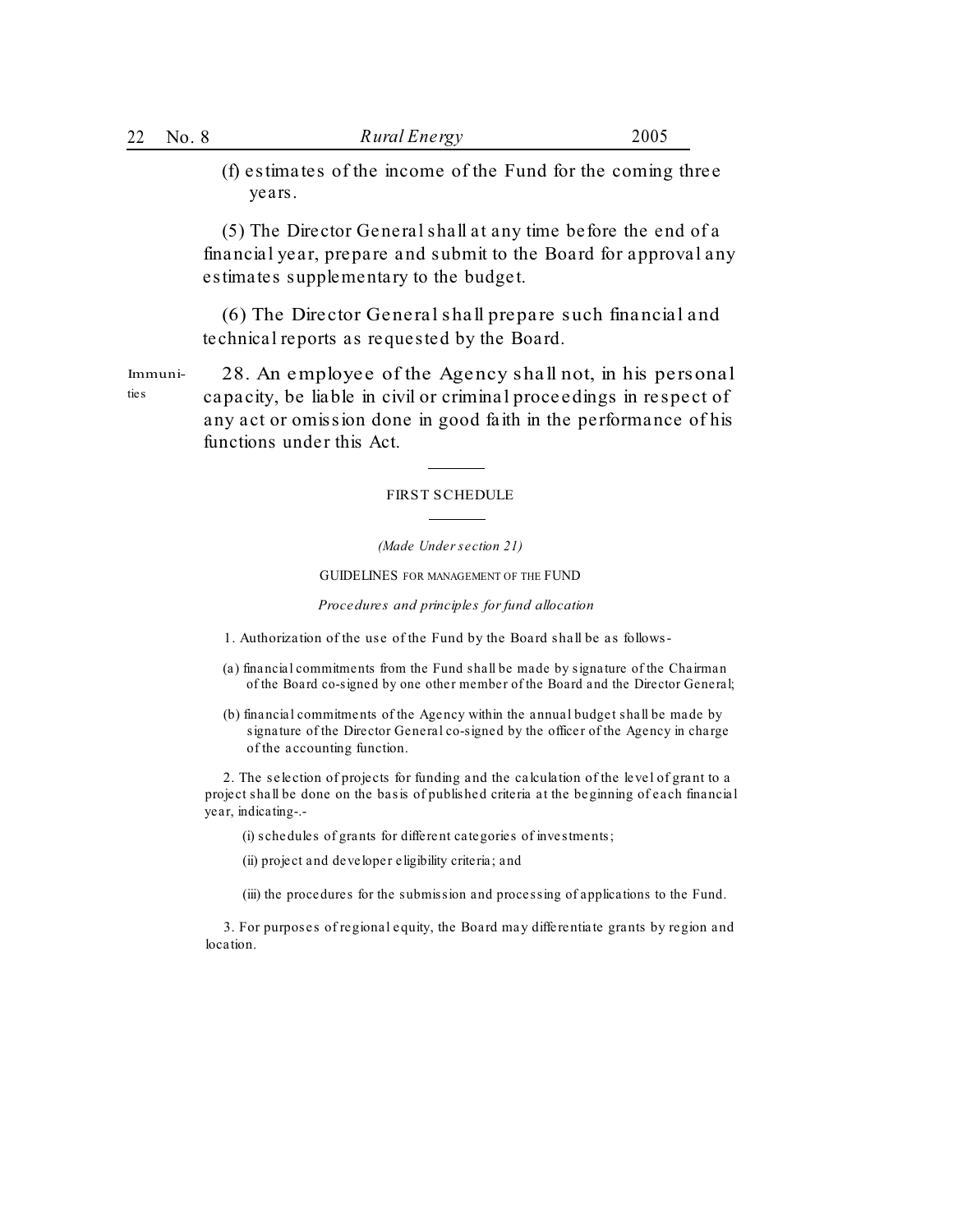(f) estimates of the income of the Fund for the coming three years.

(5) The Director General shall at any time before the end of a financial year, prepare and submit to the Board for approval any estimates supplementary to the budget.

(6) The Director General shall prepare such financial and technical reports as requested by the Board.

Immunities

28. An employee of the Agency shall not, in his personal capacity, be liable in civil or criminal proceedings in respect of any act or omission done in good faith in the performance of his functions under this Act.

## FIRST SCHEDULE

*(Made Under section 21)*

GUIDELINES FOR MANAGEMENT OF THE FUND

*Procedures and principles for fund allocation*

1. Authorization of the use of the Fund by the Board shall be as follows-

(a) financial commitments from the Fund shall be made by signature of the Chairman of the Board co-signed by one other member of the Board and the Director General;

(b) financial commitments of the Agency within the annual budget shall be made by signature of the Director General co-signed by the officer of the Agency in charge of the accounting function.

2. The selection of projects for funding and the calculation of the level of grant to a project shall be done on the basis of published criteria at the beginning of each financial year, indicating-.-

(i) schedules of grants for different categories of investments;

(ii) project and developer eligibility criteria; and

(iii) the procedures for the submission and processing of applications to the Fund.

3. For purposes of regional equity, the Board may differentiate grants by region and location.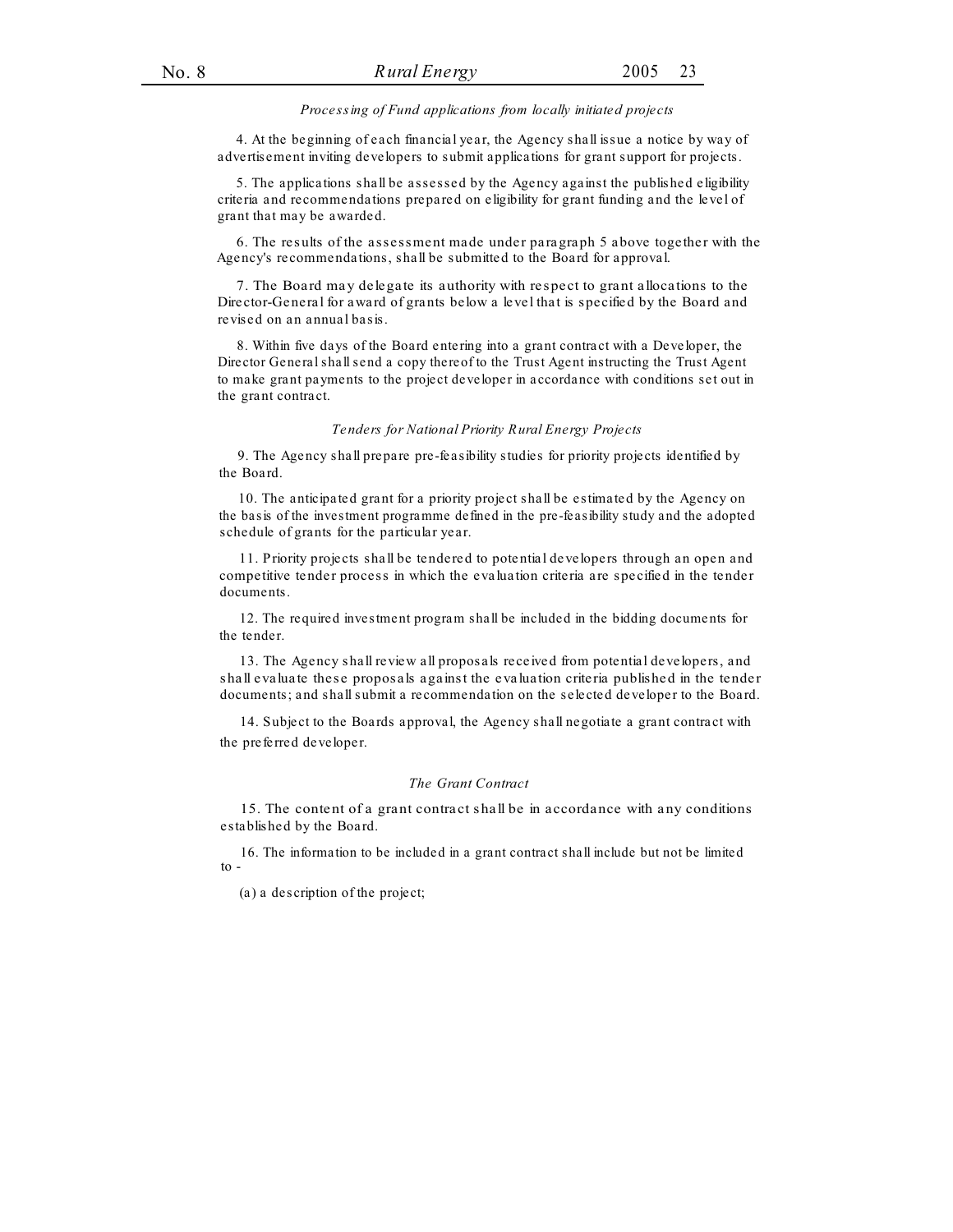*Processing of Fund applications from locally initiated projects*

4. At the beginning of each financial year, the Agency shall issue a notice by way of advertisement inviting developers to submit applications for grant support for projects.

5. The applications shall be assessed by the Agency against the published eligibility criteria and recommendations prepared on eligibility for grant funding and the level of grant that may be awarded.

6. The results of the assessment made under paragraph 5 above together with the Agency's recommendations, shall be submitted to the Board for approval.

7. The Board may delegate its authority with respect to grant allocations to the Director-General for award of grants below a level that is specified by the Board and revised on an annual basis.

8. Within five days of the Board entering into a grant contract with a Developer, the Director General shall send a copy thereof to the Trust Agent instructing the Trust Agent to make grant payments to the project developer in accordance with conditions set out in the grant contract.

*Tenders for National Priority Rural Energy Projects*

9. The Agency shall prepare pre-feasibility studies for priority projects identified by the Board.

10. The anticipated grant for a priority project shall be estimated by the Agency on the basis of the investment programme defined in the pre-feasibility study and the adopted schedule of grants for the particular year.

11. Priority projects shall be tendered to potential developers through an open and competitive tender process in which the evaluation criteria are specified in the tender documents.

12. The required investment program shall be included in the bidding documents for the tender.

13. The Agency shall review all proposals received from potential developers, and shall evaluate these proposals against the evaluation criteria published in the tender documents; and shall submit a recommendation on the selected developer to the Board.

14. Subject to the Boards approval, the Agency shall negotiate a grant contract with the preferred developer.

*The Grant Contract*

15. The content of a grant contract shall be in accordance with any conditions established by the Board.

16. The information to be included in a grant contract shall include but not be limited to -

(a) a description of the project;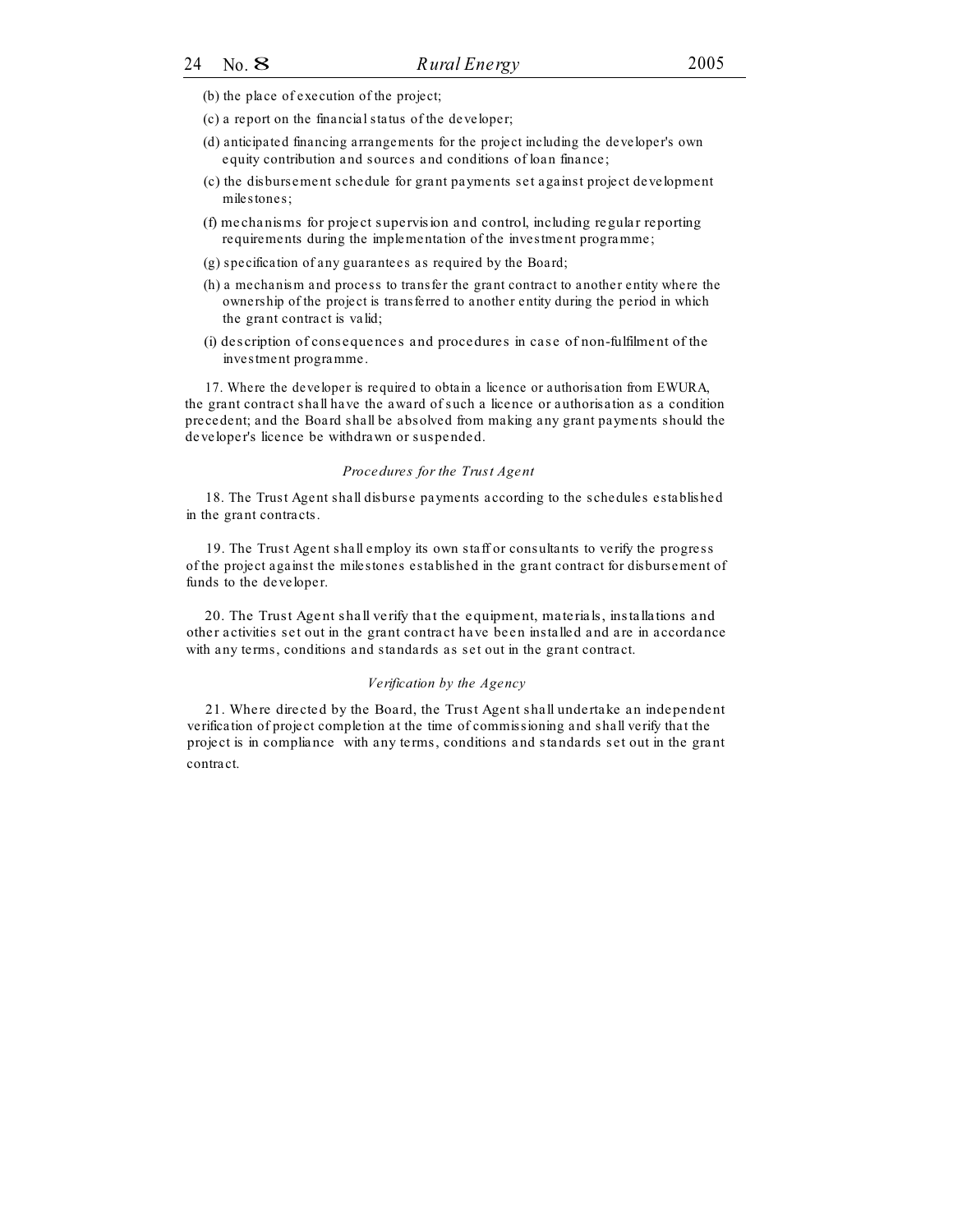(b) the place of execution of the project;

(c) a report on the financial status of the developer;

(d) anticipated financing arrangements for the project including the developer's own equity contribution and sources and conditions of loan finance;

(c) the disbursement schedule for grant payments set against project development milestones;

(f) mechanisms for project supervision and control, including regular reporting requirements during the implementation of the investment programme;

(g) specification of any guarantees as required by the Board;

(h) a mechanism and process to transfer the grant contract to another entity where the ownership of the project is transferred to another entity during the period in which the grant contract is valid;

(i) description of consequences and procedures in case of non-fulfilment of the investment programme.

17. Where the developer is required to obtain a licence or authorisation from EWURA, the grant contract shall have the award of such a licence or authorisation as a condition precedent; and the Board shall be absolved from making any grant payments should the developer's licence be withdrawn or suspended.

*Procedures for the Trust Agent*

18. The Trust Agent shall disburse payments according to the schedules established in the grant contracts.

19. The Trust Agent shall employ its own staff or consultants to verify the progress of the project against the milestones established in the grant contract for disbursement of funds to the developer.

20. The Trust Agent shall verify that the equipment, materials, installations and other activities set out in the grant contract have been installed and are in accordance with any terms, conditions and standards as set out in the grant contract.

*Verification by the Agency*

21. Where directed by the Board, the Trust Agent shall undertake an independent verification of project completion at the time of commissioning and shall verify that the project is in compliance with any terms, conditions and standards set out in the grant contract.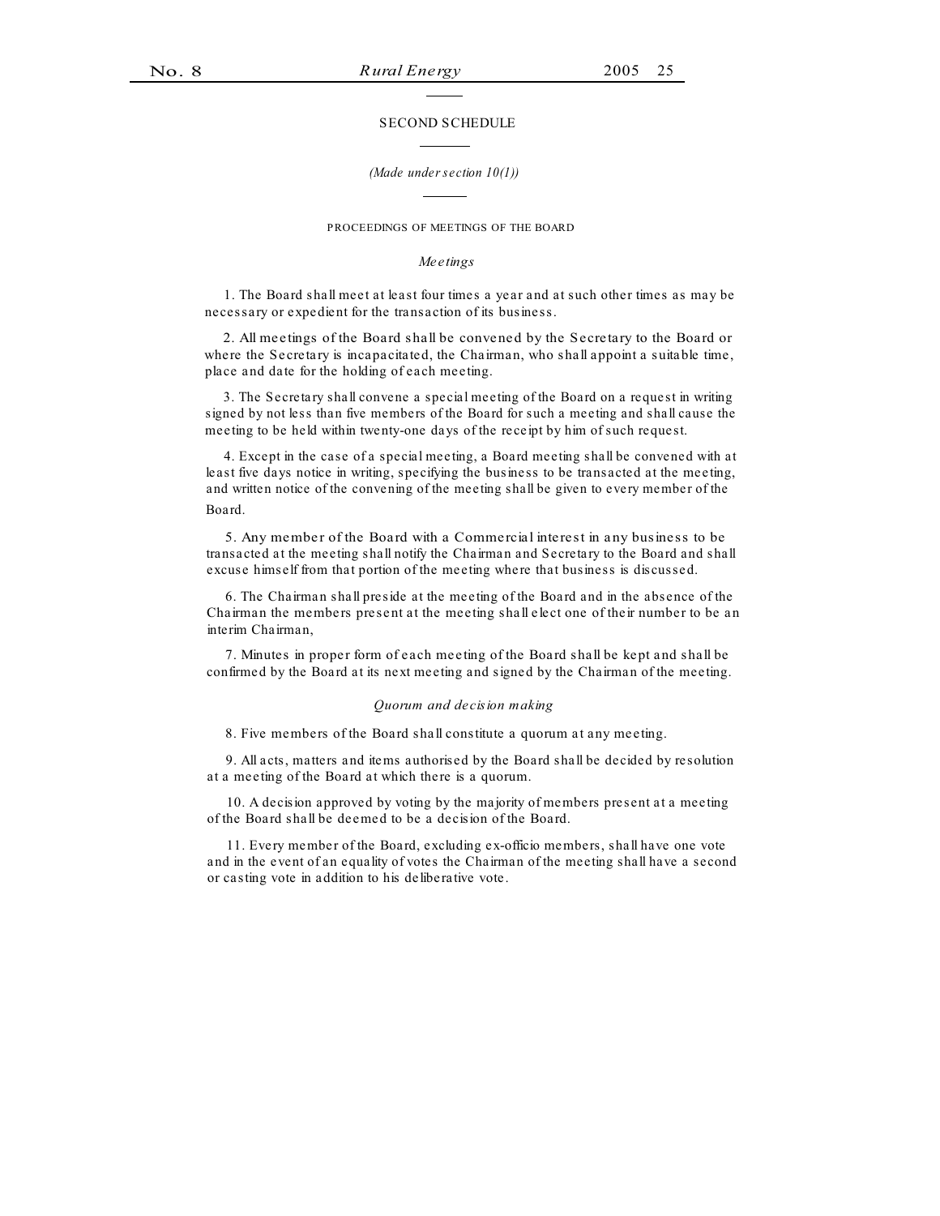## SECOND SCHEDULE

*(Made under section 10(1))*

### PROCEEDINGS OF MEETINGS OF THE BOARD

*Meetings*

1. The Board shall meet at least four times a year and at such other times as may be necessary or expedient for the transaction of its business.

2. All meetings of the Board shall be convened by the Secretary to the Board or where the Secretary is incapacitated, the Chairman, who shall appoint a suitable time, place and date for the holding of each meeting.

3. The Secretary shall convene a special meeting of the Board on a request in writing signed by not less than five members of the Board for such a meeting and shall cause the meeting to be held within twenty-one days of the receipt by him of such request.

4. Except in the case of a special meeting, a Board meeting shall be convened with at least five days notice in writing, specifying the business to be transacted at the meeting, and written notice of the convening of the meeting shall be given to every member of the Board.

5. Any member of the Board with a Commercial interest in any business to be transacted at the meeting shall notify the Chairman and Secretary to the Board and shall excuse himself from that portion of the meeting where that business is discussed.

6. The Chairman shall preside at the meeting of the Board and in the absence of the Chairman the members present at the meeting shall elect one of their number to be an interim Chairman,

7. Minutes in proper form of each meeting of the Board shall be kept and shall be confirmed by the Board at its next meeting and signed by the Chairman of the meeting.

*Quorum and decision making*

8. Five members of the Board shall constitute a quorum at any meeting.

9. All acts, matters and items authorised by the Board shall be decided by resolution at a meeting of the Board at which there is a quorum.

10. A decision approved by voting by the majority of members present at a meeting of the Board shall be deemed to be a decision of the Board.

11. Every member of the Board, excluding ex-officio members, shall have one vote and in the event of an equality of votes the Chairman of the meeting shall have a second or casting vote in addition to his deliberative vote.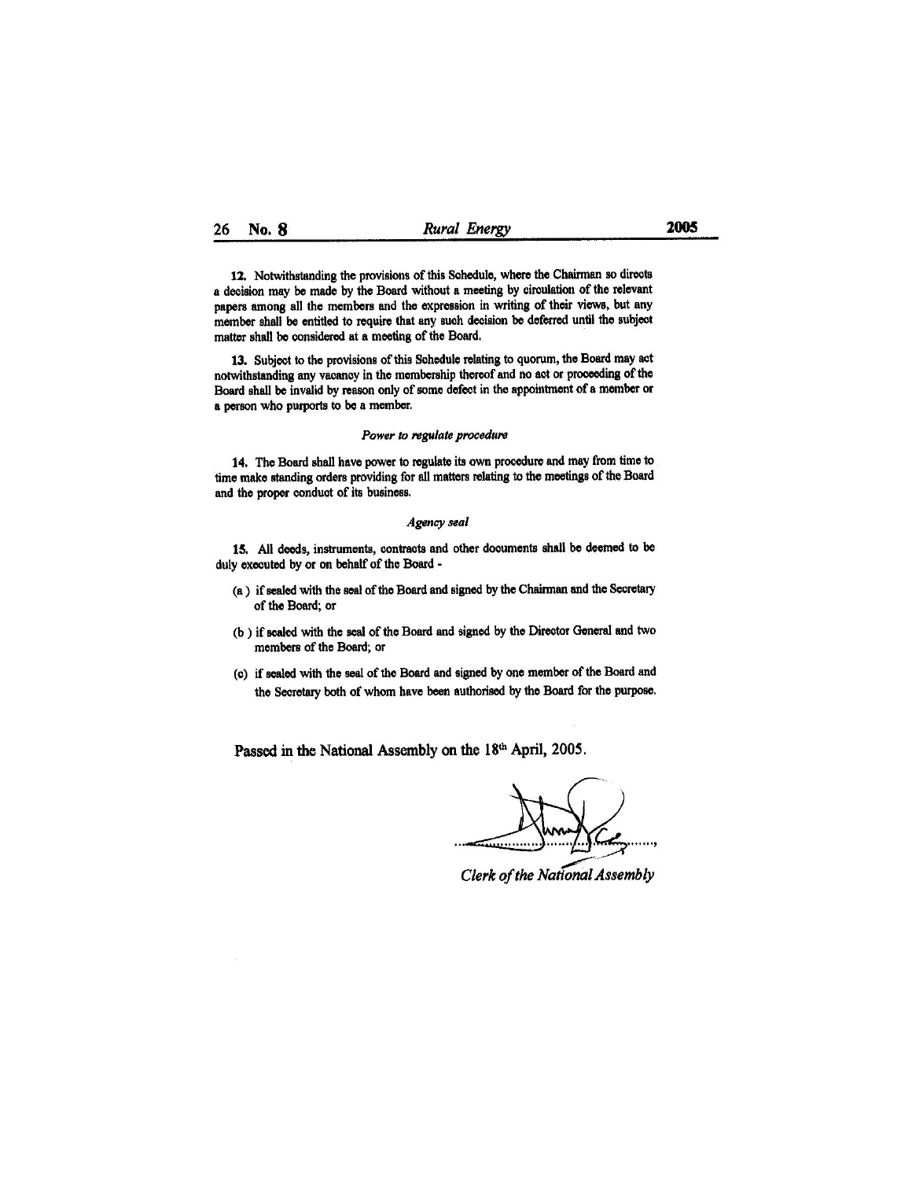12. Notwithstanding the provisions of this Schedule, where the Chairman so directs a decision may be made by the Board without a meeting by circulation of the relevant papers among all the members and the expression in writing of their views, but any member shall be entitled to require that any such decision be deferred until the subject matter shall be considered at a meeting of the Board.

13. Subject to the provisions of this Schedule relating to quorum, the Board may act notwithstanding any vacancy in the membership thereof and no act or proceeding of the Board shall be invalid by reason only of some defect in the appointment of a member or a person who purports to be a member.

*Power to regulate procedure*

14. The Board shall have power to regulate its own procedure and may from time to time make standing orders providing for all matters relating to the meetings of the Board and the proper conduct of its business.

*Agency seal*

15. All deeds, instruments, contracts and other documents shall be deemed to be duly executed by or on behalf of the Board -

(a) if sealed with the seal of the Board and signed by the Chairman and the Secretary of the Board; or

(b) if sealed with the seal of the Board and signed by the Director General and two members of the Board; or

(c) if sealed with the seal of the Board and signed by one member of the Board and the Secretary both of whom have been authorised by the Board for the purpose.

Passed in the National Assembly on the 18th April, 2005.

*Clerk of the National Assembly*